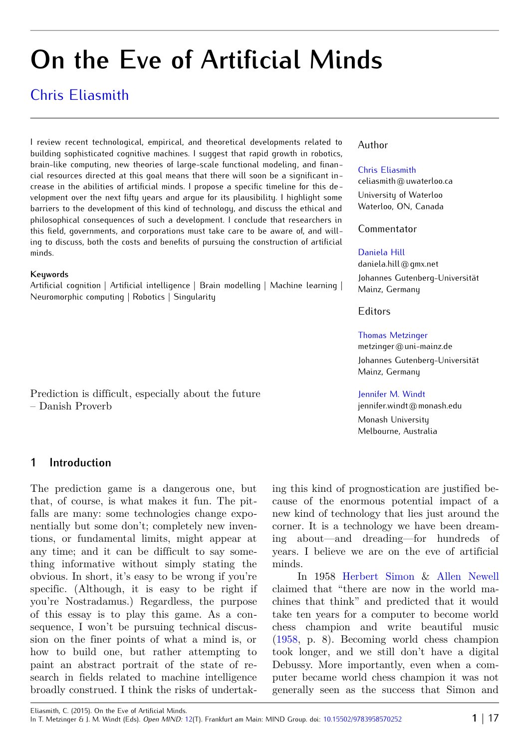# On the Eve of Artificial Minds

Chris Eliasmith

I review recent technological, empirical, and theoretical developments related to building sophisticated cognitive machines. I suggest that rapid growth in robotics, brain-like computing, new theories of large-scale functional modeling, and financial resources directed at this goal means that there will soon be a significant increase in the abilities of artificial minds. I propose a specific timeline for this development over the next fifty years and argue for its plausibility. I highlight some barriers to the development of this kind of technology, and discuss the ethical and philosophical consequences of such a development. I conclude that researchers in this field, governments, and corporations must take care to be aware of, and willing to discuss, both the costs and benefits of pursuing the construction of artificial minds.

**Keywords**
Artificial cognition | Artificial intelligence | Brain modelling | Machine learning | Neuromorphic computing | Robotics | Singularity

Author

Chris Eliasmith
celiasmith@uwaterloo.ca
University of Waterloo
Waterloo, ON, Canada

Commentator

Daniela Hill
daniela.hill@gmx.net
Johannes Gutenberg-Universität
Mainz, Germany

Editors

Thomas Metzinger
metzinger@uni-mainz.de
Johannes Gutenberg-Universität
Mainz, Germany

Jennifer M. Windt
jennifer.windt@monash.edu
Monash University
Melbourne, Australia

Prediction is difficult, especially about the future
– Danish Proverb

## 1 Introduction

The prediction game is a dangerous one, but that, of course, is what makes it fun. The pitfalls are many: some technologies change exponentially but some don't; completely new inventions, or fundamental limits, might appear at any time; and it can be difficult to say something informative without simply stating the obvious. In short, it's easy to be wrong if you're specific. (Although, it is easy to be right if you're Nostradamus.) Regardless, the purpose of this essay is to play this game. As a consequence, I won't be pursuing technical discussion on the finer points of what a mind is, or how to build one, but rather attempting to paint an abstract portrait of the state of research in fields related to machine intelligence broadly construed. I think the risks of undertaking this kind of prognostication are justified because of the enormous potential impact of a new kind of technology that lies just around the corner. It is a technology we have been dreaming about—and dreading—for hundreds of years. I believe we are on the eve of artificial minds.

In 1958 Herbert Simon & Allen Newell claimed that "there are now in the world machines that think" and predicted that it would take ten years for a computer to become world chess champion and write beautiful music (1958, p. 8). Becoming world chess champion took longer, and we still don't have a digital Debussy. More importantly, even when a computer became world chess champion it was not generally seen as the success that Simon and

Eliasmith, C. (2015). On the Eve of Artificial Minds.
In T. Metzinger & J. M. Windt (Eds). *Open MIND:* 12(T). Frankfurt am Main: MIND Group. doi: 10.15502/9783958570252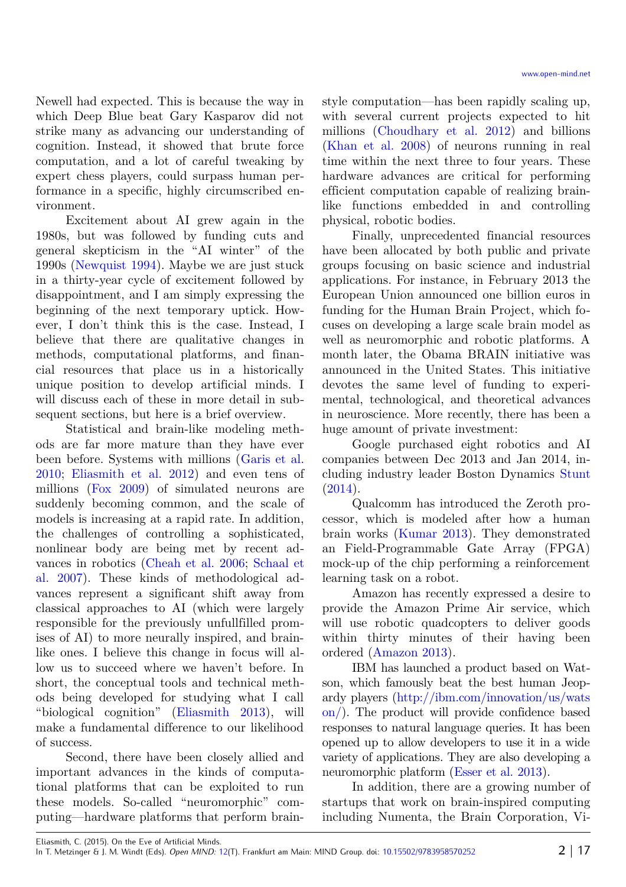Newell had expected. This is because the way in which Deep Blue beat Gary Kasparov did not strike many as advancing our understanding of cognition. Instead, it showed that brute force computation, and a lot of careful tweaking by expert chess players, could surpass human performance in a specific, highly circumscribed environment.

Excitement about AI grew again in the 1980s, but was followed by funding cuts and general skepticism in the "AI winter" of the 1990s (Newquist 1994). Maybe we are just stuck in a thirty-year cycle of excitement followed by disappointment, and I am simply expressing the beginning of the next temporary uptick. However, I don't think this is the case. Instead, I believe that there are qualitative changes in methods, computational platforms, and financial resources that place us in a historically unique position to develop artificial minds. I will discuss each of these in more detail in subsequent sections, but here is a brief overview.

Statistical and brain-like modeling methods are far more mature than they have ever been before. Systems with millions (Garis et al. 2010; Eliasmith et al. 2012) and even tens of millions (Fox 2009) of simulated neurons are suddenly becoming common, and the scale of models is increasing at a rapid rate. In addition, the challenges of controlling a sophisticated, nonlinear body are being met by recent advances in robotics (Cheah et al. 2006; Schaal et al. 2007). These kinds of methodological advances represent a significant shift away from classical approaches to AI (which were largely responsible for the previously unfullfilled promises of AI) to more neurally inspired, and brain-like ones. I believe this change in focus will allow us to succeed where we haven't before. In short, the conceptual tools and technical methods being developed for studying what I call "biological cognition" (Eliasmith 2013), will make a fundamental difference to our likelihood of success.

Second, there have been closely allied and important advances in the kinds of computational platforms that can be exploited to run these models. So-called "neuromorphic" computing—hardware platforms that perform brain-style computation—has been rapidly scaling up, with several current projects expected to hit millions (Choudhary et al. 2012) and billions (Khan et al. 2008) of neurons running in real time within the next three to four years. These hardware advances are critical for performing efficient computation capable of realizing brain-like functions embedded in and controlling physical, robotic bodies.

Finally, unprecedented financial resources have been allocated by both public and private groups focusing on basic science and industrial applications. For instance, in February 2013 the European Union announced one billion euros in funding for the Human Brain Project, which focuses on developing a large scale brain model as well as neuromorphic and robotic platforms. A month later, the Obama BRAIN initiative was announced in the United States. This initiative devotes the same level of funding to experimental, technological, and theoretical advances in neuroscience. More recently, there has been a huge amount of private investment:

Google purchased eight robotics and AI companies between Dec 2013 and Jan 2014, including industry leader Boston Dynamics Stunt (2014).

Qualcomm has introduced the Zeroth processor, which is modeled after how a human brain works (Kumar 2013). They demonstrated an Field-Programmable Gate Array (FPGA) mock-up of the chip performing a reinforcement learning task on a robot.

Amazon has recently expressed a desire to provide the Amazon Prime Air service, which will use robotic quadcopters to deliver goods within thirty minutes of their having been ordered (Amazon 2013).

IBM has launched a product based on Watson, which famously beat the best human Jeopardy players (http://ibm.com/innovation/us/watson/). The product will provide confidence based responses to natural language queries. It has been opened up to allow developers to use it in a wide variety of applications. They are also developing a neuromorphic platform (Esser et al. 2013).

In addition, there are a growing number of startups that work on brain-inspired computing including Numenta, the Brain Corporation, Vi-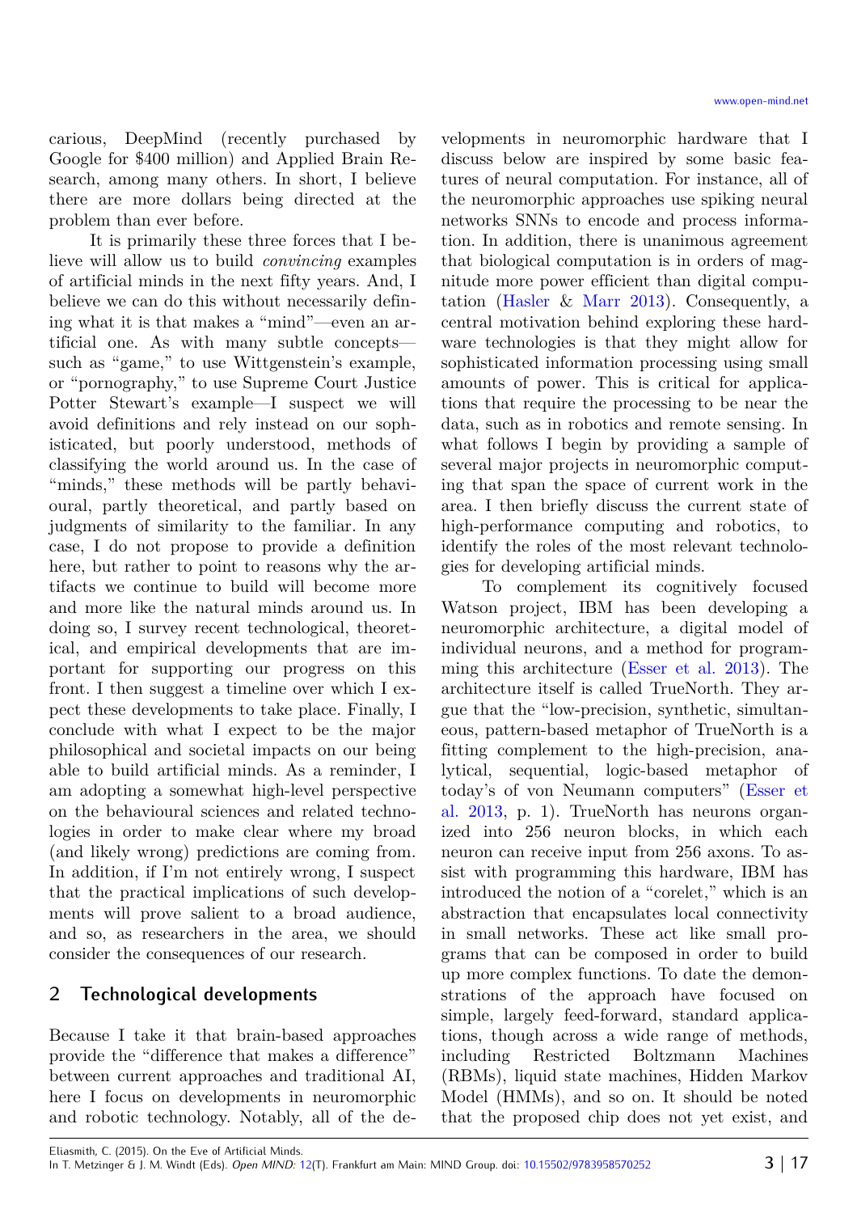carious, DeepMind (recently purchased by Google for $400 million) and Applied Brain Research, among many others. In short, I believe there are more dollars being directed at the problem than ever before.

It is primarily these three forces that I believe will allow us to build *convincing* examples of artificial minds in the next fifty years. And, I believe we can do this without necessarily defining what it is that makes a "mind"—even an artificial one. As with many subtle concepts—such as "game," to use Wittgenstein's example, or "pornography," to use Supreme Court Justice Potter Stewart's example—I suspect we will avoid definitions and rely instead on our sophisticated, but poorly understood, methods of classifying the world around us. In the case of "minds," these methods will be partly behavioural, partly theoretical, and partly based on judgments of similarity to the familiar. In any case, I do not propose to provide a definition here, but rather to point to reasons why the artifacts we continue to build will become more and more like the natural minds around us. In doing so, I survey recent technological, theoretical, and empirical developments that are important for supporting our progress on this front. I then suggest a timeline over which I expect these developments to take place. Finally, I conclude with what I expect to be the major philosophical and societal impacts on our being able to build artificial minds. As a reminder, I am adopting a somewhat high-level perspective on the behavioural sciences and related technologies in order to make clear where my broad (and likely wrong) predictions are coming from. In addition, if I'm not entirely wrong, I suspect that the practical implications of such developments will prove salient to a broad audience, and so, as researchers in the area, we should consider the consequences of our research.

## 2 Technological developments

Because I take it that brain-based approaches provide the "difference that makes a difference" between current approaches and traditional AI, here I focus on developments in neuromorphic and robotic technology. Notably, all of the developments in neuromorphic hardware that I discuss below are inspired by some basic features of neural computation. For instance, all of the neuromorphic approaches use spiking neural networks SNNs to encode and process information. In addition, there is unanimous agreement that biological computation is in orders of magnitude more power efficient than digital computation (Hasler & Marr 2013). Consequently, a central motivation behind exploring these hardware technologies is that they might allow for sophisticated information processing using small amounts of power. This is critical for applications that require the processing to be near the data, such as in robotics and remote sensing. In what follows I begin by providing a sample of several major projects in neuromorphic computing that span the space of current work in the area. I then briefly discuss the current state of high-performance computing and robotics, to identify the roles of the most relevant technologies for developing artificial minds.

To complement its cognitively focused Watson project, IBM has been developing a neuromorphic architecture, a digital model of individual neurons, and a method for programming this architecture (Esser et al. 2013). The architecture itself is called TrueNorth. They argue that the "low-precision, synthetic, simultaneous, pattern-based metaphor of TrueNorth is a fitting complement to the high-precision, analytical, sequential, logic-based metaphor of today's of von Neumann computers" (Esser et al. 2013, p. 1). TrueNorth has neurons organized into 256 neuron blocks, in which each neuron can receive input from 256 axons. To assist with programming this hardware, IBM has introduced the notion of a "corelet," which is an abstraction that encapsulates local connectivity in small networks. These act like small programs that can be composed in order to build up more complex functions. To date the demonstrations of the approach have focused on simple, largely feed-forward, standard applications, though across a wide range of methods, including Restricted Boltzmann Machines (RBMs), liquid state machines, Hidden Markov Model (HMMs), and so on. It should be noted that the proposed chip does not yet exist, and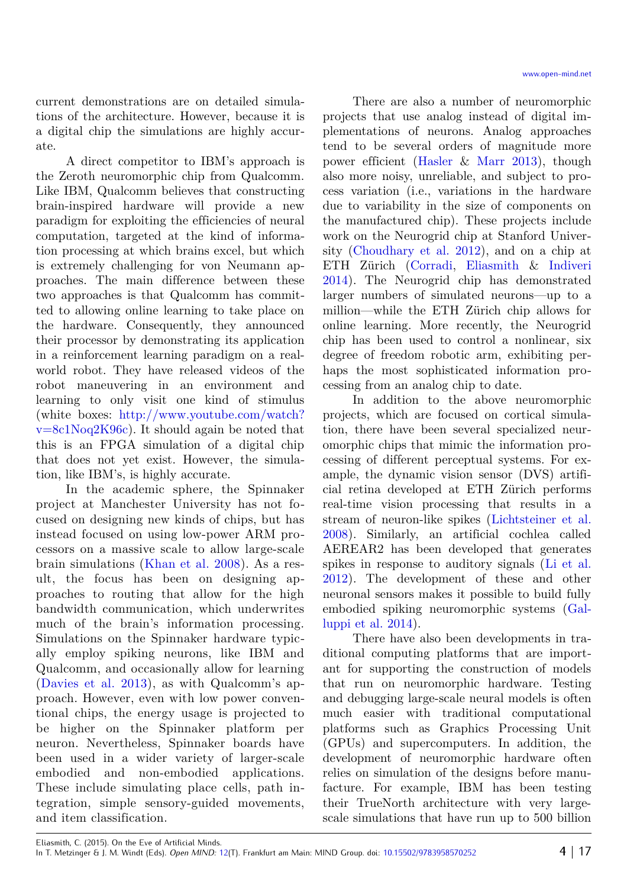current demonstrations are on detailed simulations of the architecture. However, because it is a digital chip the simulations are highly accurate.

A direct competitor to IBM's approach is the Zeroth neuromorphic chip from Qualcomm. Like IBM, Qualcomm believes that constructing brain-inspired hardware will provide a new paradigm for exploiting the efficiencies of neural computation, targeted at the kind of information processing at which brains excel, but which is extremely challenging for von Neumann approaches. The main difference between these two approaches is that Qualcomm has committed to allowing online learning to take place on the hardware. Consequently, they announced their processor by demonstrating its application in a reinforcement learning paradigm on a real-world robot. They have released videos of the robot maneuvering in an environment and learning to only visit one kind of stimulus (white boxes: http://www.youtube.com/watch?v=8c1Noq2K96c). It should again be noted that this is an FPGA simulation of a digital chip that does not yet exist. However, the simulation, like IBM's, is highly accurate.

In the academic sphere, the Spinnaker project at Manchester University has not focused on designing new kinds of chips, but has instead focused on using low-power ARM processors on a massive scale to allow large-scale brain simulations (Khan et al. 2008). As a result, the focus has been on designing approaches to routing that allow for the high bandwidth communication, which underwrites much of the brain's information processing. Simulations on the Spinnaker hardware typically employ spiking neurons, like IBM and Qualcomm, and occasionally allow for learning (Davies et al. 2013), as with Qualcomm's approach. However, even with low power conventional chips, the energy usage is projected to be higher on the Spinnaker platform per neuron. Nevertheless, Spinnaker boards have been used in a wider variety of larger-scale embodied and non-embodied applications. These include simulating place cells, path integration, simple sensory-guided movements, and item classification.

There are also a number of neuromorphic projects that use analog instead of digital implementations of neurons. Analog approaches tend to be several orders of magnitude more power efficient (Hasler & Marr 2013), though also more noisy, unreliable, and subject to process variation (i.e., variations in the hardware due to variability in the size of components on the manufactured chip). These projects include work on the Neurogrid chip at Stanford University (Choudhary et al. 2012), and on a chip at ETH Zürich (Corradi, Eliasmith & Indiveri 2014). The Neurogrid chip has demonstrated larger numbers of simulated neurons—up to a million—while the ETH Zürich chip allows for online learning. More recently, the Neurogrid chip has been used to control a nonlinear, six degree of freedom robotic arm, exhibiting perhaps the most sophisticated information processing from an analog chip to date.

In addition to the above neuromorphic projects, which are focused on cortical simulation, there have been several specialized neuromorphic chips that mimic the information processing of different perceptual systems. For example, the dynamic vision sensor (DVS) artificial retina developed at ETH Zürich performs real-time vision processing that results in a stream of neuron-like spikes (Lichtsteiner et al. 2008). Similarly, an artificial cochlea called AEREAR2 has been developed that generates spikes in response to auditory signals (Li et al. 2012). The development of these and other neuronal sensors makes it possible to build fully embodied spiking neuromorphic systems (Galluppi et al. 2014).

There have also been developments in traditional computing platforms that are important for supporting the construction of models that run on neuromorphic hardware. Testing and debugging large-scale neural models is often much easier with traditional computational platforms such as Graphics Processing Unit (GPUs) and supercomputers. In addition, the development of neuromorphic hardware often relies on simulation of the designs before manufacture. For example, IBM has been testing their TrueNorth architecture with very large-scale simulations that have run up to 500 billion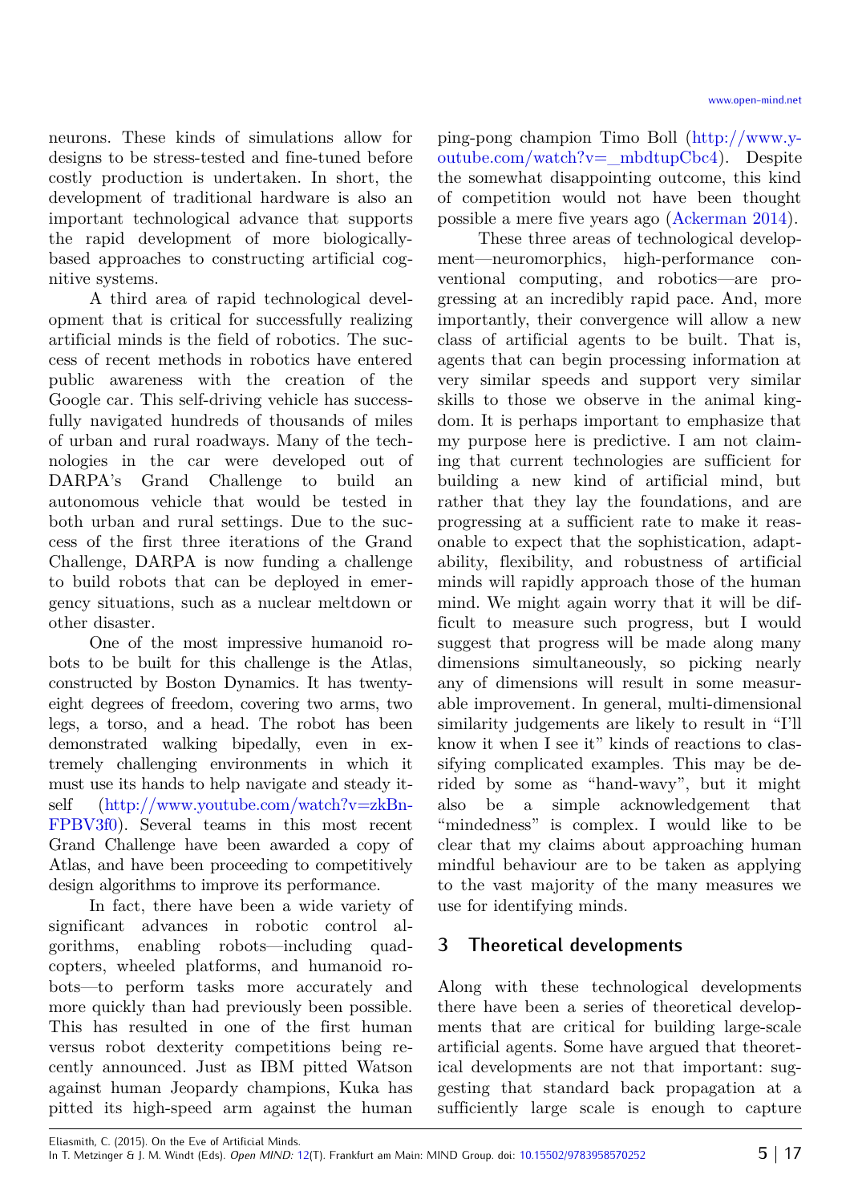neurons. These kinds of simulations allow for designs to be stress-tested and fine-tuned before costly production is undertaken. In short, the development of traditional hardware is also an important technological advance that supports the rapid development of more biologically-based approaches to constructing artificial cognitive systems.

A third area of rapid technological development that is critical for successfully realizing artificial minds is the field of robotics. The success of recent methods in robotics have entered public awareness with the creation of the Google car. This self-driving vehicle has successfully navigated hundreds of thousands of miles of urban and rural roadways. Many of the technologies in the car were developed out of DARPA's Grand Challenge to build an autonomous vehicle that would be tested in both urban and rural settings. Due to the success of the first three iterations of the Grand Challenge, DARPA is now funding a challenge to build robots that can be deployed in emergency situations, such as a nuclear meltdown or other disaster.

One of the most impressive humanoid robots to be built for this challenge is the Atlas, constructed by Boston Dynamics. It has twenty-eight degrees of freedom, covering two arms, two legs, a torso, and a head. The robot has been demonstrated walking bipedally, even in extremely challenging environments in which it must use its hands to help navigate and steady itself (http://www.youtube.com/watch?v=zkBnFPBV3f0). Several teams in this most recent Grand Challenge have been awarded a copy of Atlas, and have been proceeding to competitively design algorithms to improve its performance.

In fact, there have been a wide variety of significant advances in robotic control algorithms, enabling robots—including quadcopters, wheeled platforms, and humanoid robots—to perform tasks more accurately and more quickly than had previously been possible. This has resulted in one of the first human versus robot dexterity competitions being recently announced. Just as IBM pitted Watson against human Jeopardy champions, Kuka has pitted its high-speed arm against the human ping-pong champion Timo Boll (http://www.youtube.com/watch?v=_mbdtupCbc4). Despite the somewhat disappointing outcome, this kind of competition would not have been thought possible a mere five years ago (Ackerman 2014).

These three areas of technological development—neuromorphics, high-performance conventional computing, and robotics—are progressing at an incredibly rapid pace. And, more importantly, their convergence will allow a new class of artificial agents to be built. That is, agents that can begin processing information at very similar speeds and support very similar skills to those we observe in the animal kingdom. It is perhaps important to emphasize that my purpose here is predictive. I am not claiming that current technologies are sufficient for building a new kind of artificial mind, but rather that they lay the foundations, and are progressing at a sufficient rate to make it reasonable to expect that the sophistication, adaptability, flexibility, and robustness of artificial minds will rapidly approach those of the human mind. We might again worry that it will be difficult to measure such progress, but I would suggest that progress will be made along many dimensions simultaneously, so picking nearly any of dimensions will result in some measurable improvement. In general, multi-dimensional similarity judgements are likely to result in "I'll know it when I see it" kinds of reactions to classifying complicated examples. This may be derided by some as "hand-wavy", but it might also be a simple acknowledgement that "mindedness" is complex. I would like to be clear that my claims about approaching human mindful behaviour are to be taken as applying to the vast majority of the many measures we use for identifying minds.

## 3 Theoretical developments

Along with these technological developments there have been a series of theoretical developments that are critical for building large-scale artificial agents. Some have argued that theoretical developments are not that important: suggesting that standard back propagation at a sufficiently large scale is enough to capture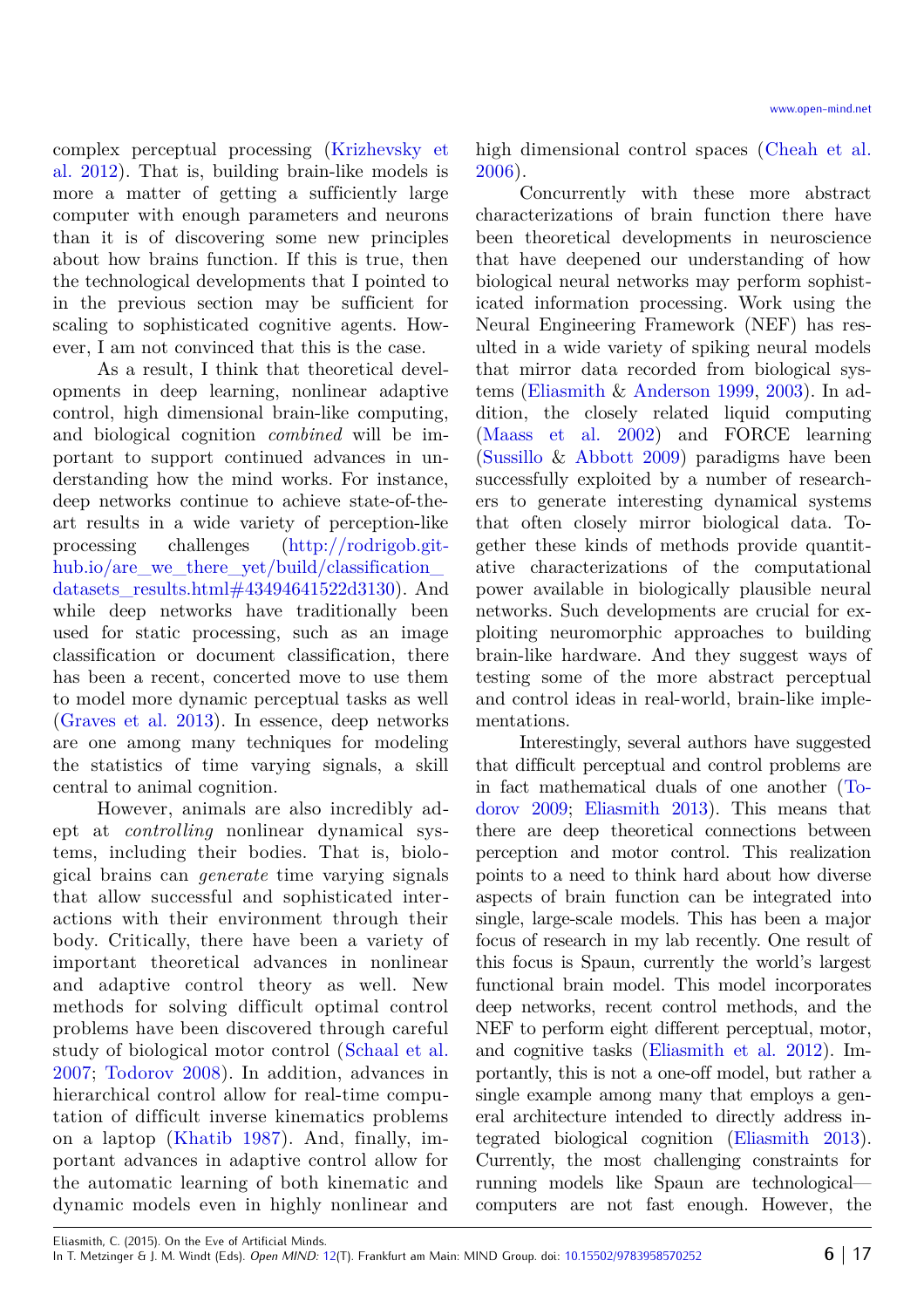complex perceptual processing (Krizhevsky et al. 2012). That is, building brain-like models is more a matter of getting a sufficiently large computer with enough parameters and neurons than it is of discovering some new principles about how brains function. If this is true, then the technological developments that I pointed to in the previous section may be sufficient for scaling to sophisticated cognitive agents. However, I am not convinced that this is the case.

As a result, I think that theoretical developments in deep learning, nonlinear adaptive control, high dimensional brain-like computing, and biological cognition *combined* will be important to support continued advances in understanding how the mind works. For instance, deep networks continue to achieve state-of-the-art results in a wide variety of perception-like processing challenges (http://rodrigob.github.io/are_we_there_yet/build/classification_datasets_results.html#43494641522d3130). And while deep networks have traditionally been used for static processing, such as an image classification or document classification, there has been a recent, concerted move to use them to model more dynamic perceptual tasks as well (Graves et al. 2013). In essence, deep networks are one among many techniques for modeling the statistics of time varying signals, a skill central to animal cognition.

However, animals are also incredibly adept at *controlling* nonlinear dynamical systems, including their bodies. That is, biological brains can *generate* time varying signals that allow successful and sophisticated interactions with their environment through their body. Critically, there have been a variety of important theoretical advances in nonlinear and adaptive control theory as well. New methods for solving difficult optimal control problems have been discovered through careful study of biological motor control (Schaal et al. 2007; Todorov 2008). In addition, advances in hierarchical control allow for real-time computation of difficult inverse kinematics problems on a laptop (Khatib 1987). And, finally, important advances in adaptive control allow for the automatic learning of both kinematic and dynamic models even in highly nonlinear and high dimensional control spaces (Cheah et al. 2006).

Concurrently with these more abstract characterizations of brain function there have been theoretical developments in neuroscience that have deepened our understanding of how biological neural networks may perform sophisticated information processing. Work using the Neural Engineering Framework (NEF) has resulted in a wide variety of spiking neural models that mirror data recorded from biological systems (Eliasmith & Anderson 1999, 2003). In addition, the closely related liquid computing (Maass et al. 2002) and FORCE learning (Sussillo & Abbott 2009) paradigms have been successfully exploited by a number of researchers to generate interesting dynamical systems that often closely mirror biological data. Together these kinds of methods provide quantitative characterizations of the computational power available in biologically plausible neural networks. Such developments are crucial for exploiting neuromorphic approaches to building brain-like hardware. And they suggest ways of testing some of the more abstract perceptual and control ideas in real-world, brain-like implementations.

Interestingly, several authors have suggested that difficult perceptual and control problems are in fact mathematical duals of one another (Todorov 2009; Eliasmith 2013). This means that there are deep theoretical connections between perception and motor control. This realization points to a need to think hard about how diverse aspects of brain function can be integrated into single, large-scale models. This has been a major focus of research in my lab recently. One result of this focus is Spaun, currently the world's largest functional brain model. This model incorporates deep networks, recent control methods, and the NEF to perform eight different perceptual, motor, and cognitive tasks (Eliasmith et al. 2012). Importantly, this is not a one-off model, but rather a single example among many that employs a general architecture intended to directly address integrated biological cognition (Eliasmith 2013). Currently, the most challenging constraints for running models like Spaun are technological—computers are not fast enough. However, the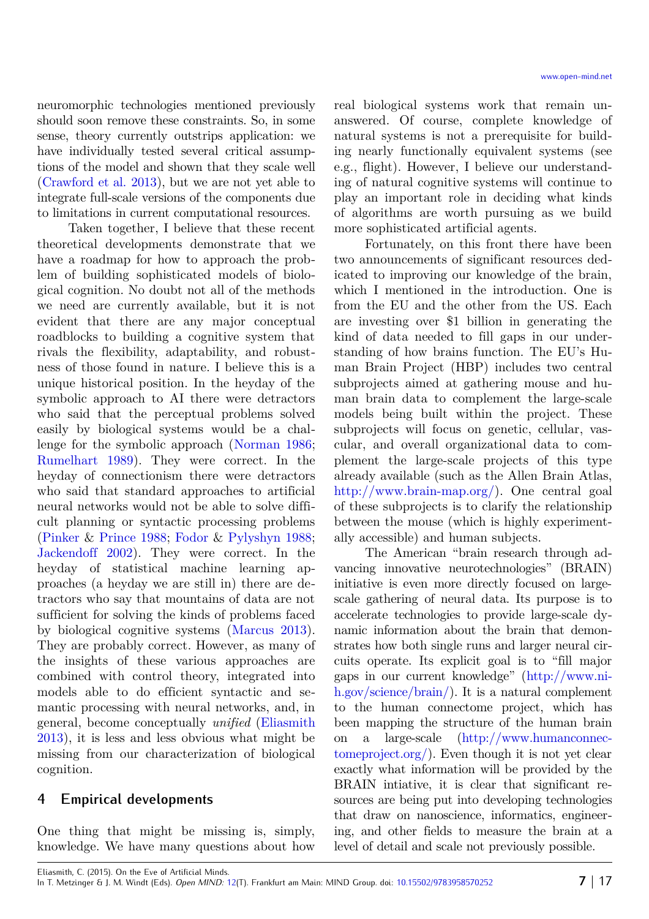neuromorphic technologies mentioned previously should soon remove these constraints. So, in some sense, theory currently outstrips application: we have individually tested several critical assumptions of the model and shown that they scale well (Crawford et al. 2013), but we are not yet able to integrate full-scale versions of the components due to limitations in current computational resources.

Taken together, I believe that these recent theoretical developments demonstrate that we have a roadmap for how to approach the problem of building sophisticated models of biological cognition. No doubt not all of the methods we need are currently available, but it is not evident that there are any major conceptual roadblocks to building a cognitive system that rivals the flexibility, adaptability, and robustness of those found in nature. I believe this is a unique historical position. In the heyday of the symbolic approach to AI there were detractors who said that the perceptual problems solved easily by biological systems would be a challenge for the symbolic approach (Norman 1986; Rumelhart 1989). They were correct. In the heyday of connectionism there were detractors who said that standard approaches to artificial neural networks would not be able to solve difficult planning or syntactic processing problems (Pinker & Prince 1988; Fodor & Pylyshyn 1988; Jackendoff 2002). They were correct. In the heyday of statistical machine learning approaches (a heyday we are still in) there are detractors who say that mountains of data are not sufficient for solving the kinds of problems faced by biological cognitive systems (Marcus 2013). They are probably correct. However, as many of the insights of these various approaches are combined with control theory, integrated into models able to do efficient syntactic and semantic processing with neural networks, and, in general, become conceptually *unified* (Eliasmith 2013), it is less and less obvious what might be missing from our characterization of biological cognition.

## 4 Empirical developments

One thing that might be missing is, simply, knowledge. We have many questions about how real biological systems work that remain unanswered. Of course, complete knowledge of natural systems is not a prerequisite for building nearly functionally equivalent systems (see e.g., flight). However, I believe our understanding of natural cognitive systems will continue to play an important role in deciding what kinds of algorithms are worth pursuing as we build more sophisticated artificial agents.

Fortunately, on this front there have been two announcements of significant resources dedicated to improving our knowledge of the brain, which I mentioned in the introduction. One is from the EU and the other from the US. Each are investing over $1 billion in generating the kind of data needed to fill gaps in our understanding of how brains function. The EU's Human Brain Project (HBP) includes two central subprojects aimed at gathering mouse and human brain data to complement the large-scale models being built within the project. These subprojects will focus on genetic, cellular, vascular, and overall organizational data to complement the large-scale projects of this type already available (such as the Allen Brain Atlas, http://www.brain-map.org/). One central goal of these subprojects is to clarify the relationship between the mouse (which is highly experimentally accessible) and human subjects.

The American "brain research through advancing innovative neurotechnologies" (BRAIN) initiative is even more directly focused on large-scale gathering of neural data. Its purpose is to accelerate technologies to provide large-scale dynamic information about the brain that demonstrates how both single runs and larger neural circuits operate. Its explicit goal is to "fill major gaps in our current knowledge" (http://www.nih.gov/science/brain/). It is a natural complement to the human connectome project, which has been mapping the structure of the human brain on a large-scale (http://www.humanconnectomeproject.org/). Even though it is not yet clear exactly what information will be provided by the BRAIN intiative, it is clear that significant resources are being put into developing technologies that draw on nanoscience, informatics, engineering, and other fields to measure the brain at a level of detail and scale not previously possible.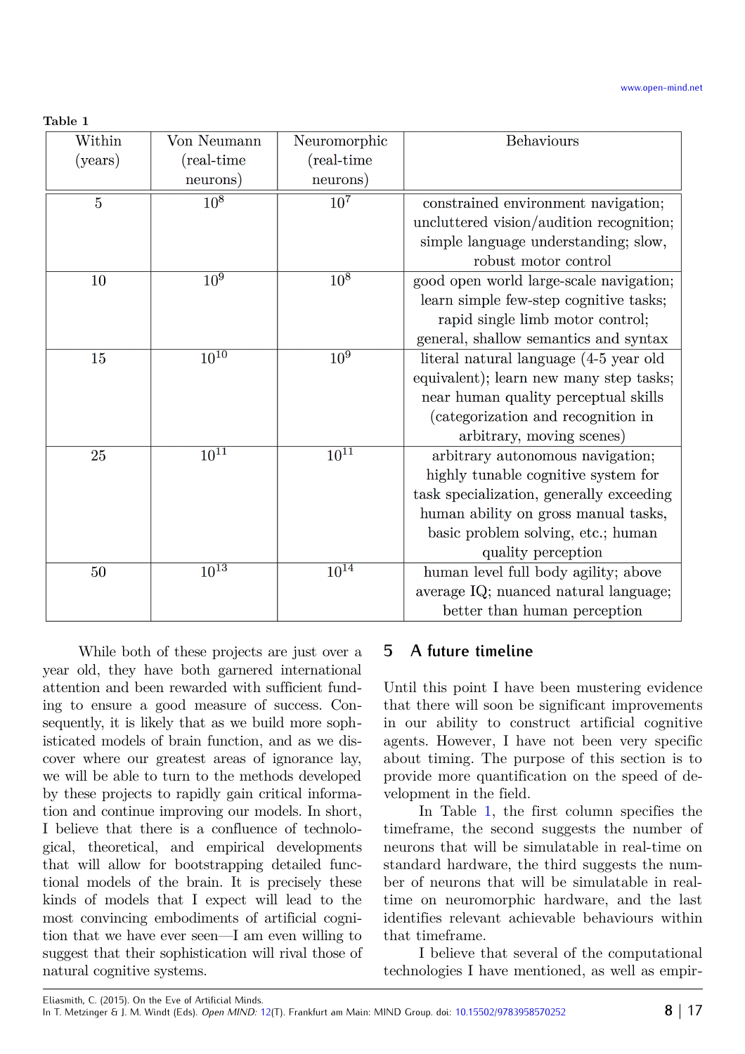**Table 1**

| Within (years) | Von Neumann (real-time neurons) | Neuromorphic (real-time neurons) | Behaviours |
|---|---|---|---|
| 5 | $10^8$ | $10^7$ | constrained environment navigation; uncluttered vision/audition recognition; simple language understanding; slow, robust motor control |
| 10 | $10^9$ | $10^8$ | good open world large-scale navigation; learn simple few-step cognitive tasks; rapid single limb motor control; general, shallow semantics and syntax |
| 15 | $10^{10}$ | $10^9$ | literal natural language (4-5 year old equivalent); learn new many step tasks; near human quality perceptual skills (categorization and recognition in arbitrary, moving scenes) |
| 25 | $10^{11}$ | $10^{11}$ | arbitrary autonomous navigation; highly tunable cognitive system for task specialization, generally exceeding human ability on gross manual tasks, basic problem solving, etc.; human quality perception |
| 50 | $10^{13}$ | $10^{14}$ | human level full body agility; above average IQ; nuanced natural language; better than human perception |

While both of these projects are just over a year old, they have both garnered international attention and been rewarded with sufficient funding to ensure a good measure of success. Consequently, it is likely that as we build more sophisticated models of brain function, and as we discover where our greatest areas of ignorance lay, we will be able to turn to the methods developed by these projects to rapidly gain critical information and continue improving our models. In short, I believe that there is a confluence of technological, theoretical, and empirical developments that will allow for bootstrapping detailed functional models of the brain. It is precisely these kinds of models that I expect will lead to the most convincing embodiments of artificial cognition that we have ever seen—I am even willing to suggest that their sophistication will rival those of natural cognitive systems.

## 5 A future timeline

Until this point I have been mustering evidence that there will soon be significant improvements in our ability to construct artificial cognitive agents. However, I have not been very specific about timing. The purpose of this section is to provide more quantification on the speed of development in the field.

In Table 1, the first column specifies the timeframe, the second suggests the number of neurons that will be simulatable in real-time on standard hardware, the third suggests the number of neurons that will be simulatable in real-time on neuromorphic hardware, and the last identifies relevant achievable behaviours within that timeframe.

I believe that several of the computational technologies I have mentioned, as well as empir-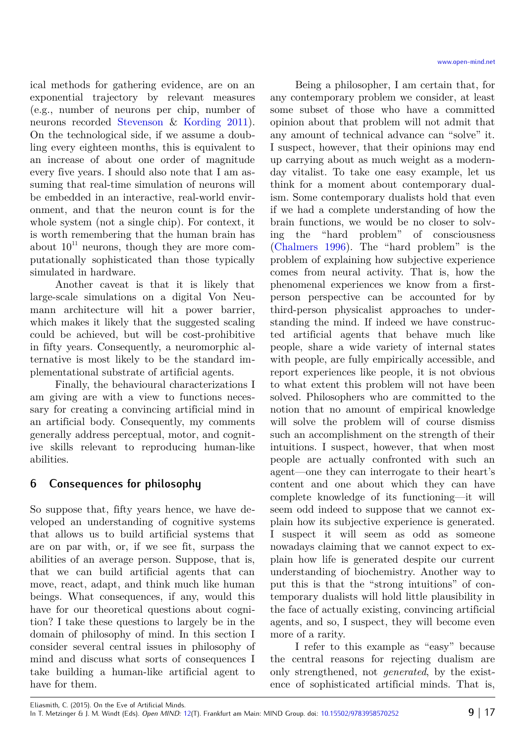ical methods for gathering evidence, are on an exponential trajectory by relevant measures (e.g., number of neurons per chip, number of neurons recorded Stevenson & Kording 2011). On the technological side, if we assume a doubling every eighteen months, this is equivalent to an increase of about one order of magnitude every five years. I should also note that I am assuming that real-time simulation of neurons will be embedded in an interactive, real-world environment, and that the neuron count is for the whole system (not a single chip). For context, it is worth remembering that the human brain has about $10^{11}$ neurons, though they are more computationally sophisticated than those typically simulated in hardware.

Another caveat is that it is likely that large-scale simulations on a digital Von Neumann architecture will hit a power barrier, which makes it likely that the suggested scaling could be achieved, but will be cost-prohibitive in fifty years. Consequently, a neuromorphic alternative is most likely to be the standard implementational substrate of artificial agents.

Finally, the behavioural characterizations I am giving are with a view to functions necessary for creating a convincing artificial mind in an artificial body. Consequently, my comments generally address perceptual, motor, and cognitive skills relevant to reproducing human-like abilities.

## 6 Consequences for philosophy

So suppose that, fifty years hence, we have developed an understanding of cognitive systems that allows us to build artificial systems that are on par with, or, if we see fit, surpass the abilities of an average person. Suppose, that is, that we can build artificial agents that can move, react, adapt, and think much like human beings. What consequences, if any, would this have for our theoretical questions about cognition? I take these questions to largely be in the domain of philosophy of mind. In this section I consider several central issues in philosophy of mind and discuss what sorts of consequences I take building a human-like artificial agent to have for them.

Being a philosopher, I am certain that, for any contemporary problem we consider, at least some subset of those who have a committed opinion about that problem will not admit that any amount of technical advance can "solve" it. I suspect, however, that their opinions may end up carrying about as much weight as a modern-day vitalist. To take one easy example, let us think for a moment about contemporary dualism. Some contemporary dualists hold that even if we had a complete understanding of how the brain functions, we would be no closer to solving the "hard problem" of consciousness (Chalmers 1996). The "hard problem" is the problem of explaining how subjective experience comes from neural activity. That is, how the phenomenal experiences we know from a first-person perspective can be accounted for by third-person physicalist approaches to understanding the mind. If indeed we have constructed artificial agents that behave much like people, share a wide variety of internal states with people, are fully empirically accessible, and report experiences like people, it is not obvious to what extent this problem will not have been solved. Philosophers who are committed to the notion that no amount of empirical knowledge will solve the problem will of course dismiss such an accomplishment on the strength of their intuitions. I suspect, however, that when most people are actually confronted with such an agent—one they can interrogate to their heart's content and one about which they can have complete knowledge of its functioning—it will seem odd indeed to suppose that we cannot explain how its subjective experience is generated. I suspect it will seem as odd as someone nowadays claiming that we cannot expect to explain how life is generated despite our current understanding of biochemistry. Another way to put this is that the "strong intuitions" of contemporary dualists will hold little plausibility in the face of actually existing, convincing artificial agents, and so, I suspect, they will become even more of a rarity.

I refer to this example as "easy" because the central reasons for rejecting dualism are only strengthened, not *generated*, by the existence of sophisticated artificial minds. That is,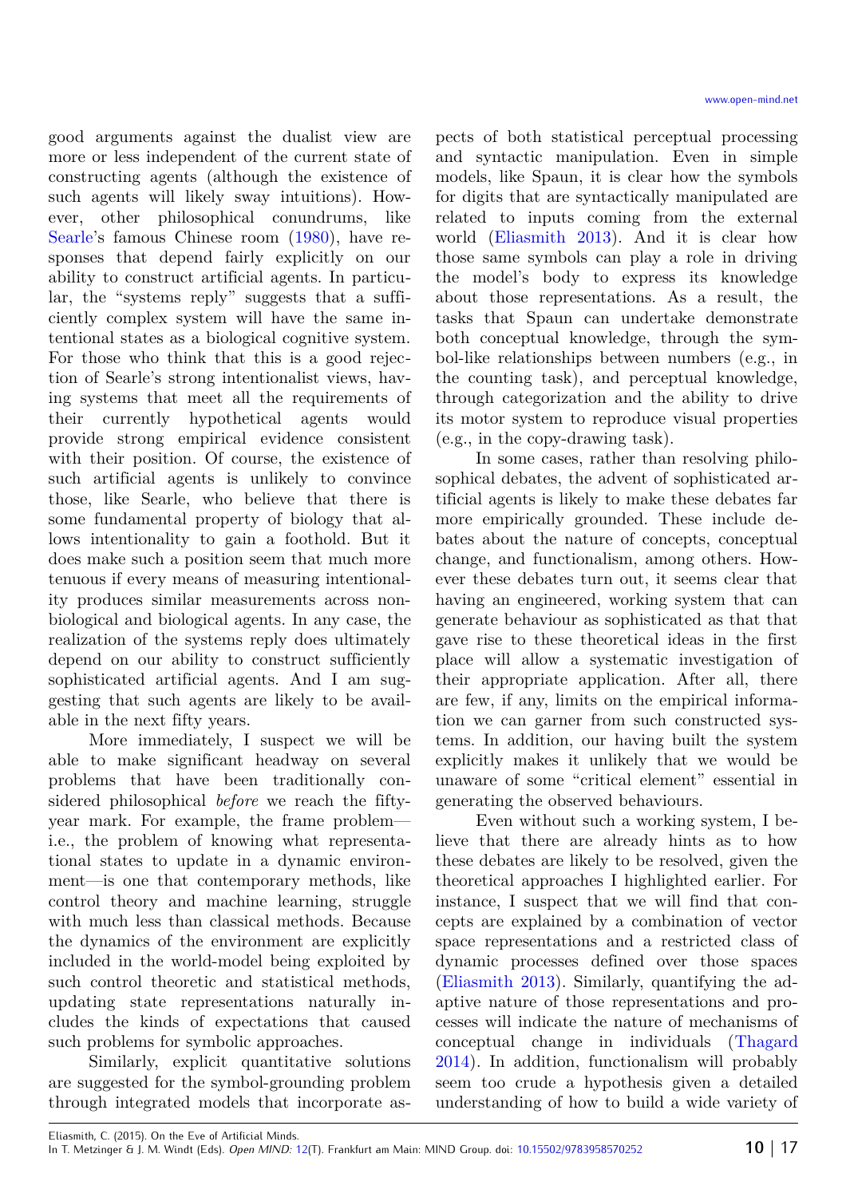good arguments against the dualist view are more or less independent of the current state of constructing agents (although the existence of such agents will likely sway intuitions). However, other philosophical conundrums, like Searle's famous Chinese room (1980), have responses that depend fairly explicitly on our ability to construct artificial agents. In particular, the "systems reply" suggests that a sufficiently complex system will have the same intentional states as a biological cognitive system. For those who think that this is a good rejection of Searle's strong intentionalist views, having systems that meet all the requirements of their currently hypothetical agents would provide strong empirical evidence consistent with their position. Of course, the existence of such artificial agents is unlikely to convince those, like Searle, who believe that there is some fundamental property of biology that allows intentionality to gain a foothold. But it does make such a position seem that much more tenuous if every means of measuring intentionality produces similar measurements across non-biological and biological agents. In any case, the realization of the systems reply does ultimately depend on our ability to construct sufficiently sophisticated artificial agents. And I am suggesting that such agents are likely to be available in the next fifty years.

More immediately, I suspect we will be able to make significant headway on several problems that have been traditionally considered philosophical *before* we reach the fifty-year mark. For example, the frame problem—i.e., the problem of knowing what representational states to update in a dynamic environment—is one that contemporary methods, like control theory and machine learning, struggle with much less than classical methods. Because the dynamics of the environment are explicitly included in the world-model being exploited by such control theoretic and statistical methods, updating state representations naturally includes the kinds of expectations that caused such problems for symbolic approaches.

Similarly, explicit quantitative solutions are suggested for the symbol-grounding problem through integrated models that incorporate aspects of both statistical perceptual processing and syntactic manipulation. Even in simple models, like Spaun, it is clear how the symbols for digits that are syntactically manipulated are related to inputs coming from the external world (Eliasmith 2013). And it is clear how those same symbols can play a role in driving the model's body to express its knowledge about those representations. As a result, the tasks that Spaun can undertake demonstrate both conceptual knowledge, through the symbol-like relationships between numbers (e.g., in the counting task), and perceptual knowledge, through categorization and the ability to drive its motor system to reproduce visual properties (e.g., in the copy-drawing task).

In some cases, rather than resolving philosophical debates, the advent of sophisticated artificial agents is likely to make these debates far more empirically grounded. These include debates about the nature of concepts, conceptual change, and functionalism, among others. However these debates turn out, it seems clear that having an engineered, working system that can generate behaviour as sophisticated as that that gave rise to these theoretical ideas in the first place will allow a systematic investigation of their appropriate application. After all, there are few, if any, limits on the empirical information we can garner from such constructed systems. In addition, our having built the system explicitly makes it unlikely that we would be unaware of some "critical element" essential in generating the observed behaviours.

Even without such a working system, I believe that there are already hints as to how these debates are likely to be resolved, given the theoretical approaches I highlighted earlier. For instance, I suspect that we will find that concepts are explained by a combination of vector space representations and a restricted class of dynamic processes defined over those spaces (Eliasmith 2013). Similarly, quantifying the adaptive nature of those representations and processes will indicate the nature of mechanisms of conceptual change in individuals (Thagard 2014). In addition, functionalism will probably seem too crude a hypothesis given a detailed understanding of how to build a wide variety of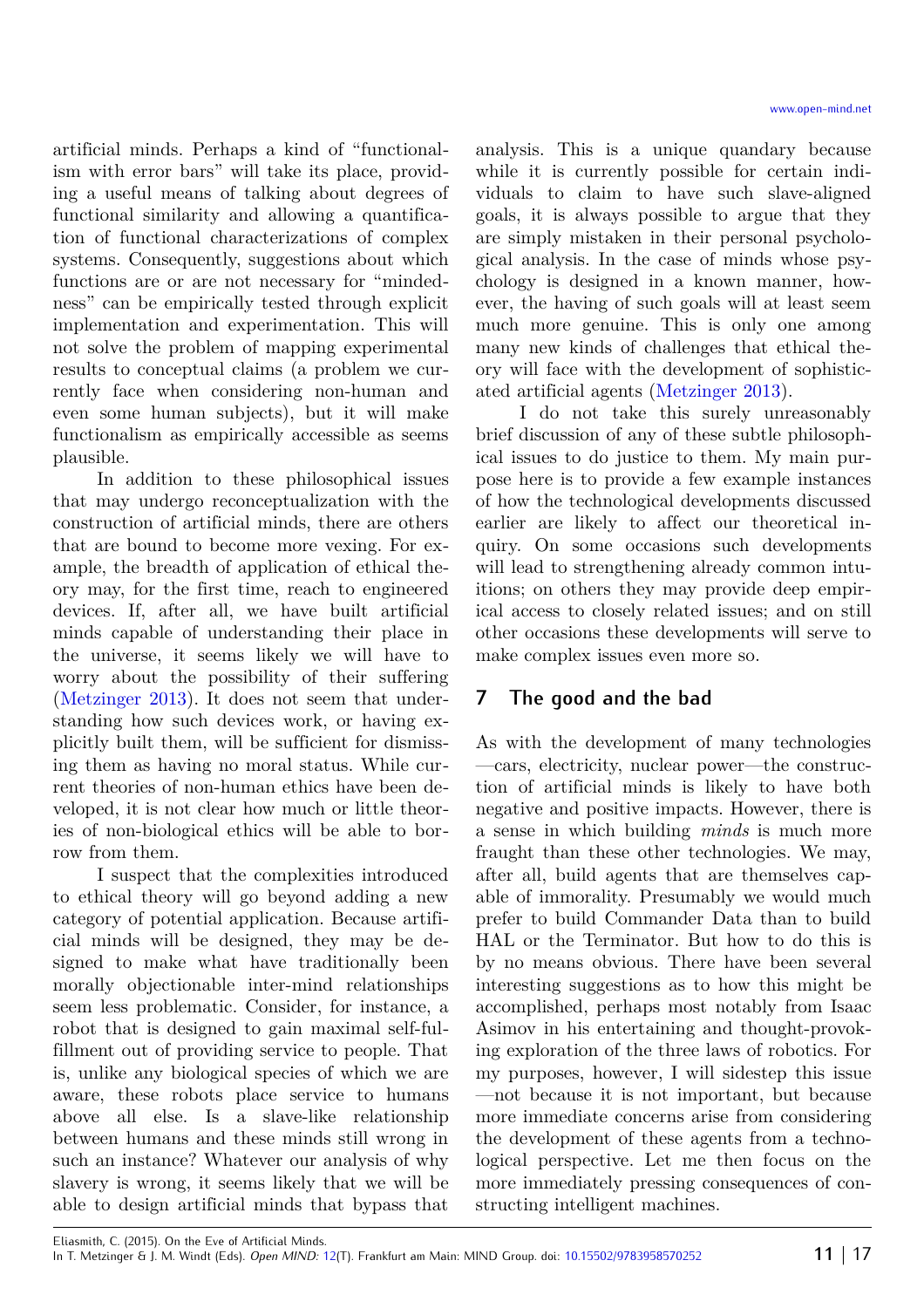artificial minds. Perhaps a kind of "functionalism with error bars" will take its place, providing a useful means of talking about degrees of functional similarity and allowing a quantification of functional characterizations of complex systems. Consequently, suggestions about which functions are or are not necessary for "mindedness" can be empirically tested through explicit implementation and experimentation. This will not solve the problem of mapping experimental results to conceptual claims (a problem we currently face when considering non-human and even some human subjects), but it will make functionalism as empirically accessible as seems plausible.

In addition to these philosophical issues that may undergo reconceptualization with the construction of artificial minds, there are others that are bound to become more vexing. For example, the breadth of application of ethical theory may, for the first time, reach to engineered devices. If, after all, we have built artificial minds capable of understanding their place in the universe, it seems likely we will have to worry about the possibility of their suffering (Metzinger 2013). It does not seem that understanding how such devices work, or having explicitly built them, will be sufficient for dismissing them as having no moral status. While current theories of non-human ethics have been developed, it is not clear how much or little theories of non-biological ethics will be able to borrow from them.

I suspect that the complexities introduced to ethical theory will go beyond adding a new category of potential application. Because artificial minds will be designed, they may be designed to make what have traditionally been morally objectionable inter-mind relationships seem less problematic. Consider, for instance, a robot that is designed to gain maximal self-fulfillment out of providing service to people. That is, unlike any biological species of which we are aware, these robots place service to humans above all else. Is a slave-like relationship between humans and these minds still wrong in such an instance? Whatever our analysis of why slavery is wrong, it seems likely that we will be able to design artificial minds that bypass that analysis. This is a unique quandary because while it is currently possible for certain individuals to claim to have such slave-aligned goals, it is always possible to argue that they are simply mistaken in their personal psychological analysis. In the case of minds whose psychology is designed in a known manner, however, the having of such goals will at least seem much more genuine. This is only one among many new kinds of challenges that ethical theory will face with the development of sophisticated artificial agents (Metzinger 2013).

I do not take this surely unreasonably brief discussion of any of these subtle philosophical issues to do justice to them. My main purpose here is to provide a few example instances of how the technological developments discussed earlier are likely to affect our theoretical inquiry. On some occasions such developments will lead to strengthening already common intuitions; on others they may provide deep empirical access to closely related issues; and on still other occasions these developments will serve to make complex issues even more so.

## 7 The good and the bad

As with the development of many technologies—cars, electricity, nuclear power—the construction of artificial minds is likely to have both negative and positive impacts. However, there is a sense in which building *minds* is much more fraught than these other technologies. We may, after all, build agents that are themselves capable of immorality. Presumably we would much prefer to build Commander Data than to build HAL or the Terminator. But how to do this is by no means obvious. There have been several interesting suggestions as to how this might be accomplished, perhaps most notably from Isaac Asimov in his entertaining and thought-provoking exploration of the three laws of robotics. For my purposes, however, I will sidestep this issue—not because it is not important, but because more immediate concerns arise from considering the development of these agents from a technological perspective. Let me then focus on the more immediately pressing consequences of constructing intelligent machines.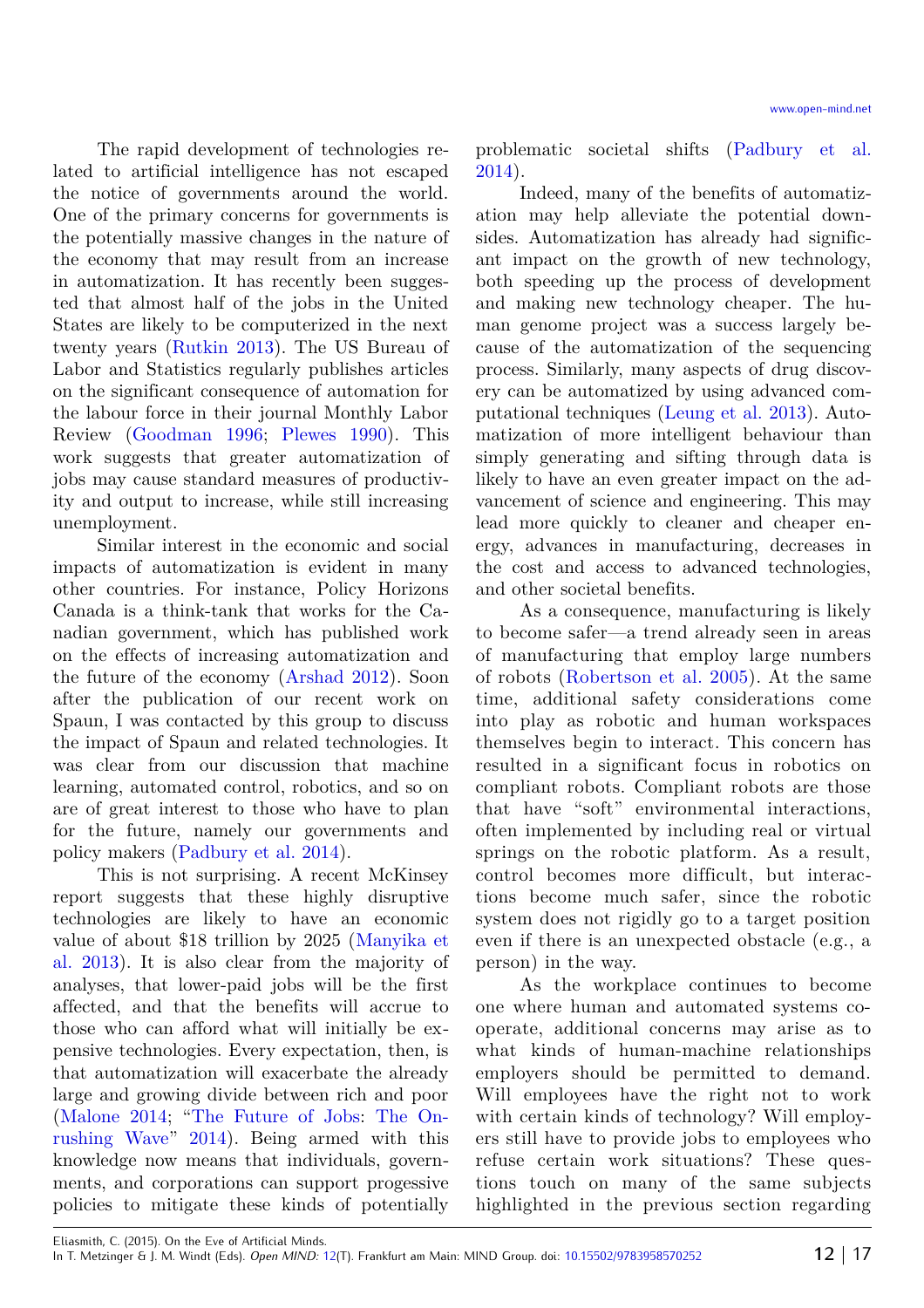The rapid development of technologies related to artificial intelligence has not escaped the notice of governments around the world. One of the primary concerns for governments is the potentially massive changes in the nature of the economy that may result from an increase in automatization. It has recently been suggested that almost half of the jobs in the United States are likely to be computerized in the next twenty years (Rutkin 2013). The US Bureau of Labor and Statistics regularly publishes articles on the significant consequence of automation for the labour force in their journal Monthly Labor Review (Goodman 1996; Plewes 1990). This work suggests that greater automatization of jobs may cause standard measures of productivity and output to increase, while still increasing unemployment.

Similar interest in the economic and social impacts of automatization is evident in many other countries. For instance, Policy Horizons Canada is a think-tank that works for the Canadian government, which has published work on the effects of increasing automatization and the future of the economy (Arshad 2012). Soon after the publication of our recent work on Spaun, I was contacted by this group to discuss the impact of Spaun and related technologies. It was clear from our discussion that machine learning, automated control, robotics, and so on are of great interest to those who have to plan for the future, namely our governments and policy makers (Padbury et al. 2014).

This is not surprising. A recent McKinsey report suggests that these highly disruptive technologies are likely to have an economic value of about $18 trillion by 2025 (Manyika et al. 2013). It is also clear from the majority of analyses, that lower-paid jobs will be the first affected, and that the benefits will accrue to those who can afford what will initially be expensive technologies. Every expectation, then, is that automatization will exacerbate the already large and growing divide between rich and poor (Malone 2014; "The Future of Jobs: The Onrushing Wave" 2014). Being armed with this knowledge now means that individuals, governments, and corporations can support progessive policies to mitigate these kinds of potentially problematic societal shifts (Padbury et al. 2014).

Indeed, many of the benefits of automatization may help alleviate the potential downsides. Automatization has already had significant impact on the growth of new technology, both speeding up the process of development and making new technology cheaper. The human genome project was a success largely because of the automatization of the sequencing process. Similarly, many aspects of drug discovery can be automatized by using advanced computational techniques (Leung et al. 2013). Automatization of more intelligent behaviour than simply generating and sifting through data is likely to have an even greater impact on the advancement of science and engineering. This may lead more quickly to cleaner and cheaper energy, advances in manufacturing, decreases in the cost and access to advanced technologies, and other societal benefits.

As a consequence, manufacturing is likely to become safer—a trend already seen in areas of manufacturing that employ large numbers of robots (Robertson et al. 2005). At the same time, additional safety considerations come into play as robotic and human workspaces themselves begin to interact. This concern has resulted in a significant focus in robotics on compliant robots. Compliant robots are those that have "soft" environmental interactions, often implemented by including real or virtual springs on the robotic platform. As a result, control becomes more difficult, but interactions become much safer, since the robotic system does not rigidly go to a target position even if there is an unexpected obstacle (e.g., a person) in the way.

As the workplace continues to become one where human and automated systems cooperate, additional concerns may arise as to what kinds of human-machine relationships employers should be permitted to demand. Will employees have the right not to work with certain kinds of technology? Will employers still have to provide jobs to employees who refuse certain work situations? These questions touch on many of the same subjects highlighted in the previous section regarding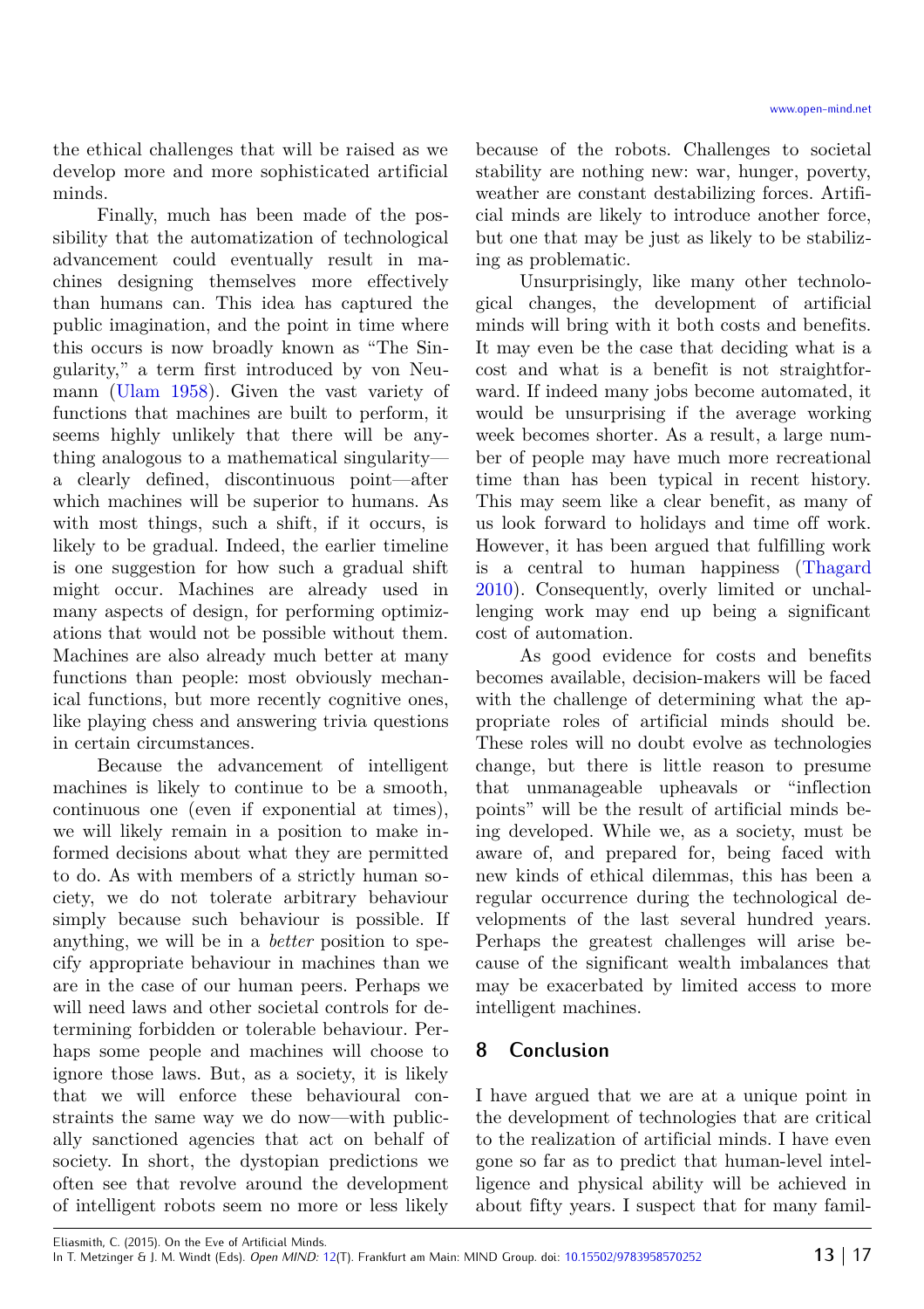the ethical challenges that will be raised as we develop more and more sophisticated artificial minds.

Finally, much has been made of the possibility that the automatization of technological advancement could eventually result in machines designing themselves more effectively than humans can. This idea has captured the public imagination, and the point in time where this occurs is now broadly known as "The Singularity," a term first introduced by von Neumann (Ulam 1958). Given the vast variety of functions that machines are built to perform, it seems highly unlikely that there will be anything analogous to a mathematical singularity—a clearly defined, discontinuous point—after which machines will be superior to humans. As with most things, such a shift, if it occurs, is likely to be gradual. Indeed, the earlier timeline is one suggestion for how such a gradual shift might occur. Machines are already used in many aspects of design, for performing optimizations that would not be possible without them. Machines are also already much better at many functions than people: most obviously mechanical functions, but more recently cognitive ones, like playing chess and answering trivia questions in certain circumstances.

Because the advancement of intelligent machines is likely to continue to be a smooth, continuous one (even if exponential at times), we will likely remain in a position to make informed decisions about what they are permitted to do. As with members of a strictly human society, we do not tolerate arbitrary behaviour simply because such behaviour is possible. If anything, we will be in a *better* position to specify appropriate behaviour in machines than we are in the case of our human peers. Perhaps we will need laws and other societal controls for determining forbidden or tolerable behaviour. Perhaps some people and machines will choose to ignore those laws. But, as a society, it is likely that we will enforce these behavioural constraints the same way we do now—with publically sanctioned agencies that act on behalf of society. In short, the dystopian predictions we often see that revolve around the development of intelligent robots seem no more or less likely because of the robots. Challenges to societal stability are nothing new: war, hunger, poverty, weather are constant destabilizing forces. Artificial minds are likely to introduce another force, but one that may be just as likely to be stabilizing as problematic.

Unsurprisingly, like many other technological changes, the development of artificial minds will bring with it both costs and benefits. It may even be the case that deciding what is a cost and what is a benefit is not straightforward. If indeed many jobs become automated, it would be unsurprising if the average working week becomes shorter. As a result, a large number of people may have much more recreational time than has been typical in recent history. This may seem like a clear benefit, as many of us look forward to holidays and time off work. However, it has been argued that fulfilling work is a central to human happiness (Thagard 2010). Consequently, overly limited or unchallenging work may end up being a significant cost of automation.

As good evidence for costs and benefits becomes available, decision-makers will be faced with the challenge of determining what the appropriate roles of artificial minds should be. These roles will no doubt evolve as technologies change, but there is little reason to presume that unmanageable upheavals or "inflection points" will be the result of artificial minds being developed. While we, as a society, must be aware of, and prepared for, being faced with new kinds of ethical dilemmas, this has been a regular occurrence during the technological developments of the last several hundred years. Perhaps the greatest challenges will arise because of the significant wealth imbalances that may be exacerbated by limited access to more intelligent machines.

## 8 Conclusion

I have argued that we are at a unique point in the development of technologies that are critical to the realization of artificial minds. I have even gone so far as to predict that human-level intelligence and physical ability will be achieved in about fifty years. I suspect that for many famil-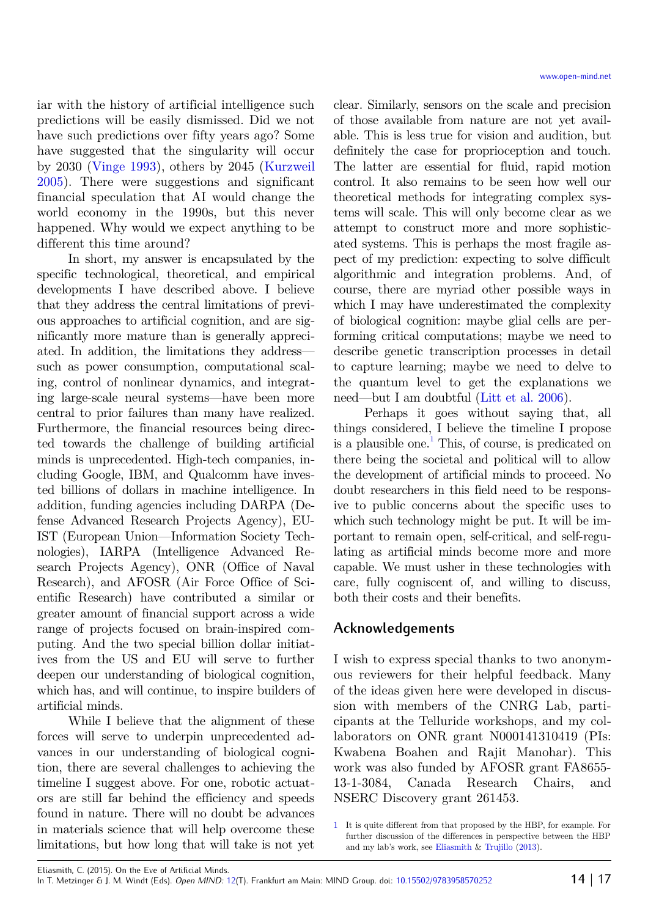iar with the history of artificial intelligence such predictions will be easily dismissed. Did we not have such predictions over fifty years ago? Some have suggested that the singularity will occur by 2030 (Vinge 1993), others by 2045 (Kurzweil 2005). There were suggestions and significant financial speculation that AI would change the world economy in the 1990s, but this never happened. Why would we expect anything to be different this time around?

In short, my answer is encapsulated by the specific technological, theoretical, and empirical developments I have described above. I believe that they address the central limitations of previous approaches to artificial cognition, and are significantly more mature than is generally appreciated. In addition, the limitations they address—such as power consumption, computational scaling, control of nonlinear dynamics, and integrating large-scale neural systems—have been more central to prior failures than many have realized. Furthermore, the financial resources being directed towards the challenge of building artificial minds is unprecedented. High-tech companies, including Google, IBM, and Qualcomm have invested billions of dollars in machine intelligence. In addition, funding agencies including DARPA (Defense Advanced Research Projects Agency), EU-IST (European Union—Information Society Technologies), IARPA (Intelligence Advanced Research Projects Agency), ONR (Office of Naval Research), and AFOSR (Air Force Office of Scientific Research) have contributed a similar or greater amount of financial support across a wide range of projects focused on brain-inspired computing. And the two special billion dollar initiatives from the US and EU will serve to further deepen our understanding of biological cognition, which has, and will continue, to inspire builders of artificial minds.

While I believe that the alignment of these forces will serve to underpin unprecedented advances in our understanding of biological cognition, there are several challenges to achieving the timeline I suggest above. For one, robotic actuators are still far behind the efficiency and speeds found in nature. There will no doubt be advances in materials science that will help overcome these limitations, but how long that will take is not yet clear. Similarly, sensors on the scale and precision of those available from nature are not yet available. This is less true for vision and audition, but definitely the case for proprioception and touch. The latter are essential for fluid, rapid motion control. It also remains to be seen how well our theoretical methods for integrating complex systems will scale. This will only become clear as we attempt to construct more and more sophisticated systems. This is perhaps the most fragile aspect of my prediction: expecting to solve difficult algorithmic and integration problems. And, of course, there are myriad other possible ways in which I may have underestimated the complexity of biological cognition: maybe glial cells are performing critical computations; maybe we need to describe genetic transcription processes in detail to capture learning; maybe we need to delve to the quantum level to get the explanations we need—but I am doubtful (Litt et al. 2006).

Perhaps it goes without saying that, all things considered, I believe the timeline I propose is a plausible one.[1] This, of course, is predicated on there being the societal and political will to allow the development of artificial minds to proceed. No doubt researchers in this field need to be responsive to public concerns about the specific uses to which such technology might be put. It will be important to remain open, self-critical, and self-regulating as artificial minds become more and more capable. We must usher in these technologies with care, fully cogniscent of, and willing to discuss, both their costs and their benefits.

## Acknowledgements

I wish to express special thanks to two anonymous reviewers for their helpful feedback. Many of the ideas given here were developed in discussion with members of the CNRG Lab, participants at the Telluride workshops, and my collaborators on ONR grant N000141310419 (PIs: Kwabena Boahen and Rajit Manohar). This work was also funded by AFOSR grant FA8655-13-1-3084, Canada Research Chairs, and NSERC Discovery grant 261453.

[1] It is quite different from that proposed by the HBP, for example. For further discussion of the differences in perspective between the HBP and my lab's work, see Eliasmith & Trujillo (2013).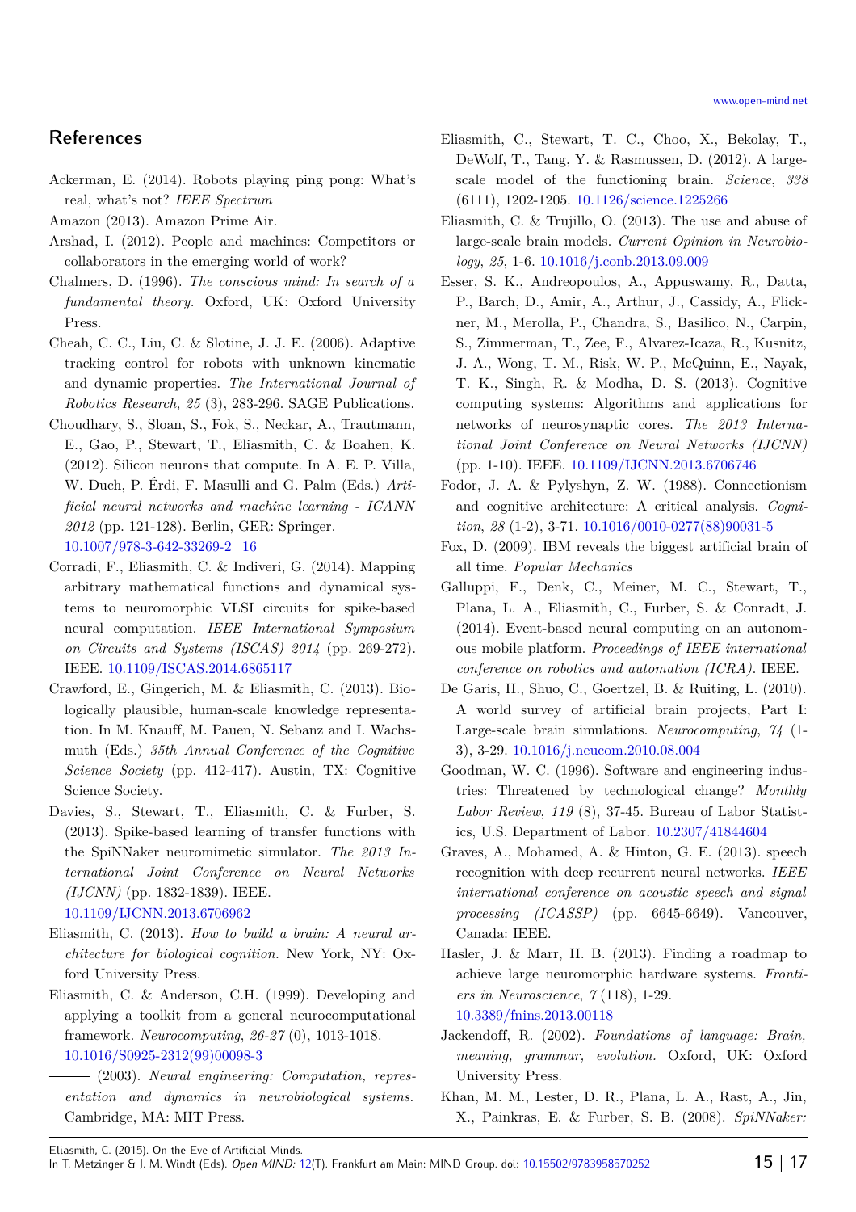## References

Ackerman, E. (2014). Robots playing ping pong: What's real, what's not? *IEEE Spectrum*

Amazon (2013). Amazon Prime Air.

Arshad, I. (2012). People and machines: Competitors or collaborators in the emerging world of work?

Chalmers, D. (1996). *The conscious mind: In search of a fundamental theory.* Oxford, UK: Oxford University Press.

Cheah, C. C., Liu, C. & Slotine, J. J. E. (2006). Adaptive tracking control for robots with unknown kinematic and dynamic properties. *The International Journal of Robotics Research*, *25* (3), 283-296. SAGE Publications.

Choudhary, S., Sloan, S., Fok, S., Neckar, A., Trautmann, E., Gao, P., Stewart, T., Eliasmith, C. & Boahen, K. (2012). Silicon neurons that compute. In A. E. P. Villa, W. Duch, P. Érdi, F. Masulli and G. Palm (Eds.) *Artificial neural networks and machine learning - ICANN 2012* (pp. 121-128). Berlin, GER: Springer. 10.1007/978-3-642-33269-2_16

Corradi, F., Eliasmith, C. & Indiveri, G. (2014). Mapping arbitrary mathematical functions and dynamical systems to neuromorphic VLSI circuits for spike-based neural computation. *IEEE International Symposium on Circuits and Systems (ISCAS) 2014* (pp. 269-272). IEEE. 10.1109/ISCAS.2014.6865117

Crawford, E., Gingerich, M. & Eliasmith, C. (2013). Biologically plausible, human-scale knowledge representation. In M. Knauff, M. Pauen, N. Sebanz and I. Wachsmuth (Eds.) *35th Annual Conference of the Cognitive Science Society* (pp. 412-417). Austin, TX: Cognitive Science Society.

Davies, S., Stewart, T., Eliasmith, C. & Furber, S. (2013). Spike-based learning of transfer functions with the SpiNNaker neuromimetic simulator. *The 2013 International Joint Conference on Neural Networks (IJCNN)* (pp. 1832-1839). IEEE. 10.1109/IJCNN.2013.6706962

Eliasmith, C. (2013). *How to build a brain: A neural architecture for biological cognition.* New York, NY: Oxford University Press.

Eliasmith, C. & Anderson, C.H. (1999). Developing and applying a toolkit from a general neurocomputational framework. *Neurocomputing*, *26-27* (0), 1013-1018. 10.1016/S0925-2312(99)00098-3

——— (2003). *Neural engineering: Computation, representation and dynamics in neurobiological systems.* Cambridge, MA: MIT Press.

Eliasmith, C., Stewart, T. C., Choo, X., Bekolay, T., DeWolf, T., Tang, Y. & Rasmussen, D. (2012). A large-scale model of the functioning brain. *Science*, *338* (6111), 1202-1205. 10.1126/science.1225266

Eliasmith, C. & Trujillo, O. (2013). The use and abuse of large-scale brain models. *Current Opinion in Neurobiology*, *25*, 1-6. 10.1016/j.conb.2013.09.009

Esser, S. K., Andreopoulos, A., Appuswamy, R., Datta, P., Barch, D., Amir, A., Arthur, J., Cassidy, A., Flickner, M., Merolla, P., Chandra, S., Basilico, N., Carpin, S., Zimmerman, T., Zee, F., Alvarez-Icaza, R., Kusnitz, J. A., Wong, T. M., Risk, W. P., McQuinn, E., Nayak, T. K., Singh, R. & Modha, D. S. (2013). Cognitive computing systems: Algorithms and applications for networks of neurosynaptic cores. *The 2013 International Joint Conference on Neural Networks (IJCNN)* (pp. 1-10). IEEE. 10.1109/IJCNN.2013.6706746

Fodor, J. A. & Pylyshyn, Z. W. (1988). Connectionism and cognitive architecture: A critical analysis. *Cognition*, *28* (1-2), 3-71. 10.1016/0010-0277(88)90031-5

Fox, D. (2009). IBM reveals the biggest artificial brain of all time. *Popular Mechanics*

Galluppi, F., Denk, C., Meiner, M. C., Stewart, T., Plana, L. A., Eliasmith, C., Furber, S. & Conradt, J. (2014). Event-based neural computing on an autonomous mobile platform. *Proceedings of IEEE international conference on robotics and automation (ICRA)*. IEEE.

De Garis, H., Shuo, C., Goertzel, B. & Ruiting, L. (2010). A world survey of artificial brain projects, Part I: Large-scale brain simulations. *Neurocomputing*, *74* (1-3), 3-29. 10.1016/j.neucom.2010.08.004

Goodman, W. C. (1996). Software and engineering industries: Threatened by technological change? *Monthly Labor Review*, *119* (8), 37-45. Bureau of Labor Statistics, U.S. Department of Labor. 10.2307/41844604

Graves, A., Mohamed, A. & Hinton, G. E. (2013). speech recognition with deep recurrent neural networks. *IEEE international conference on acoustic speech and signal processing (ICASSP)* (pp. 6645-6649). Vancouver, Canada: IEEE.

Hasler, J. & Marr, H. B. (2013). Finding a roadmap to achieve large neuromorphic hardware systems. *Frontiers in Neuroscience*, *7* (118), 1-29. 10.3389/fnins.2013.00118

Jackendoff, R. (2002). *Foundations of language: Brain, meaning, grammar, evolution.* Oxford, UK: Oxford University Press.

Khan, M. M., Lester, D. R., Plana, L. A., Rast, A., Jin, X., Painkras, E. & Furber, S. B. (2008). *SpiNNaker:*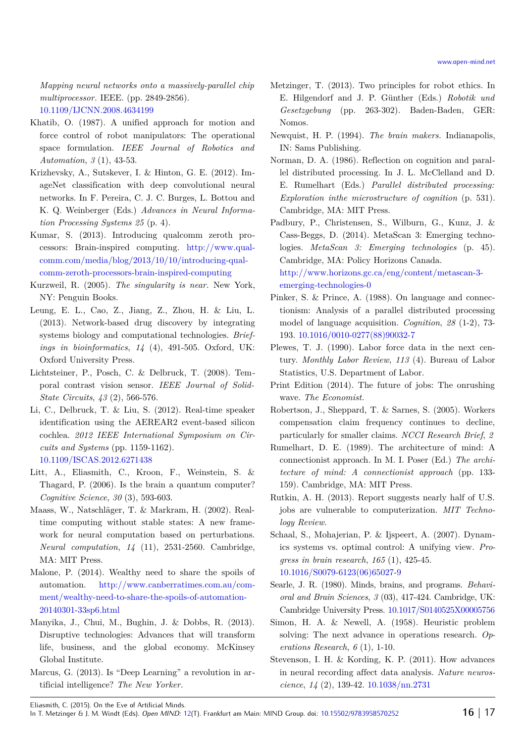*Mapping neural networks onto a massively-parallel chip multiprocessor*. IEEE. (pp. 2849-2856). 10.1109/IJCNN.2008.4634199

Khatib, O. (1987). A unified approach for motion and force control of robot manipulators: The operational space formulation. *IEEE Journal of Robotics and Automation*, *3* (1), 43-53.

Krizhevsky, A., Sutskever, I. & Hinton, G. E. (2012). ImageNet classification with deep convolutional neural networks. In F. Pereira, C. J. C. Burges, L. Bottou and K. Q. Weinberger (Eds.) *Advances in Neural Information Processing Systems 25* (p. 4).

Kumar, S. (2013). Introducing qualcomm zeroth processors: Brain-inspired computing. http://www.qualcomm.com/media/blog/2013/10/10/introducing-qualcomm-zeroth-processors-brain-inspired-computing

Kurzweil, R. (2005). *The singularity is near*. New York, NY: Penguin Books.

Leung, E. L., Cao, Z., Jiang, Z., Zhou, H. & Liu, L. (2013). Network-based drug discovery by integrating systems biology and computational technologies. *Briefings in bioinformatics*, *14* (4), 491-505. Oxford, UK: Oxford University Press.

Lichtsteiner, P., Posch, C. & Delbruck, T. (2008). Temporal contrast vision sensor. *IEEE Journal of Solid-State Circuits*, *43* (2), 566-576.

Li, C., Delbruck, T. & Liu, S. (2012). Real-time speaker identification using the AEREAR2 event-based silicon cochlea. *2012 IEEE International Symposium on Circuits and Systems* (pp. 1159-1162). 10.1109/ISCAS.2012.6271438

Litt, A., Eliasmith, C., Kroon, F., Weinstein, S. & Thagard, P. (2006). Is the brain a quantum computer? *Cognitive Science*, *30* (3), 593-603.

Maass, W., Natschläger, T. & Markram, H. (2002). Real-time computing without stable states: A new framework for neural computation based on perturbations. *Neural computation*, *14* (11), 2531-2560. Cambridge, MA: MIT Press.

Malone, P. (2014). Wealthy need to share the spoils of automation. http://www.canberratimes.com.au/comment/wealthy-need-to-share-the-spoils-of-automation-20140301-33sp6.html

Manyika, J., Chui, M., Bughin, J. & Dobbs, R. (2013). Disruptive technologies: Advances that will transform life, business, and the global economy. McKinsey Global Institute.

Marcus, G. (2013). Is "Deep Learning" a revolution in artificial intelligence? *The New Yorker*.

Metzinger, T. (2013). Two principles for robot ethics. In E. Hilgendorf and J. P. Günther (Eds.) *Robotik und Gesetzgebung* (pp. 263-302). Baden-Baden, GER: Nomos.

Newquist, H. P. (1994). *The brain makers*. Indianapolis, IN: Sams Publishing.

Norman, D. A. (1986). Reflection on cognition and parallel distributed processing. In J. L. McClelland and D. E. Rumelhart (Eds.) *Parallel distributed processing: Exploration inthe microstructure of cognition* (p. 531). Cambridge, MA: MIT Press.

Padbury, P., Christensen, S., Wilburn, G., Kunz, J. & Cass-Beggs, D. (2014). MetaScan 3: Emerging technologies. *MetaScan 3: Emerging technologies* (p. 45). Cambridge, MA: Policy Horizons Canada. http://www.horizons.gc.ca/eng/content/metascan-3-emerging-technologies-0

Pinker, S. & Prince, A. (1988). On language and connectionism: Analysis of a parallel distributed processing model of language acquisition. *Cognition*, *28* (1-2), 73-193. 10.1016/0010-0277(88)90032-7

Plewes, T. J. (1990). Labor force data in the next century. *Monthly Labor Review*, *113* (4). Bureau of Labor Statistics, U.S. Department of Labor.

Print Edition (2014). The future of jobs: The onrushing wave. *The Economist*.

Robertson, J., Sheppard, T. & Sarnes, S. (2005). Workers compensation claim frequency continues to decline, particularly for smaller claims. *NCCI Research Brief*, *2*

Rumelhart, D. E. (1989). The architecture of mind: A connectionist approach. In M. I. Poser (Ed.) *The architecture of mind: A connectionist approach* (pp. 133-159). Cambridge, MA: MIT Press.

Rutkin, A. H. (2013). Report suggests nearly half of U.S. jobs are vulnerable to computerization. *MIT Technology Review*.

Schaal, S., Mohajerian, P. & Ijspeert, A. (2007). Dynamics systems vs. optimal control: A unifying view. *Progress in brain research*, *165* (1), 425-45. 10.1016/S0079-6123(06)65027-9

Searle, J. R. (1980). Minds, brains, and programs. *Behavioral and Brain Sciences*, *3* (03), 417-424. Cambridge, UK: Cambridge University Press. 10.1017/S0140525X00005756

Simon, H. A. & Newell, A. (1958). Heuristic problem solving: The next advance in operations research. *Operations Research*, *6* (1), 1-10.

Stevenson, I. H. & Kording, K. P. (2011). How advances in neural recording affect data analysis. *Nature neuroscience*, *14* (2), 139-42. 10.1038/nn.2731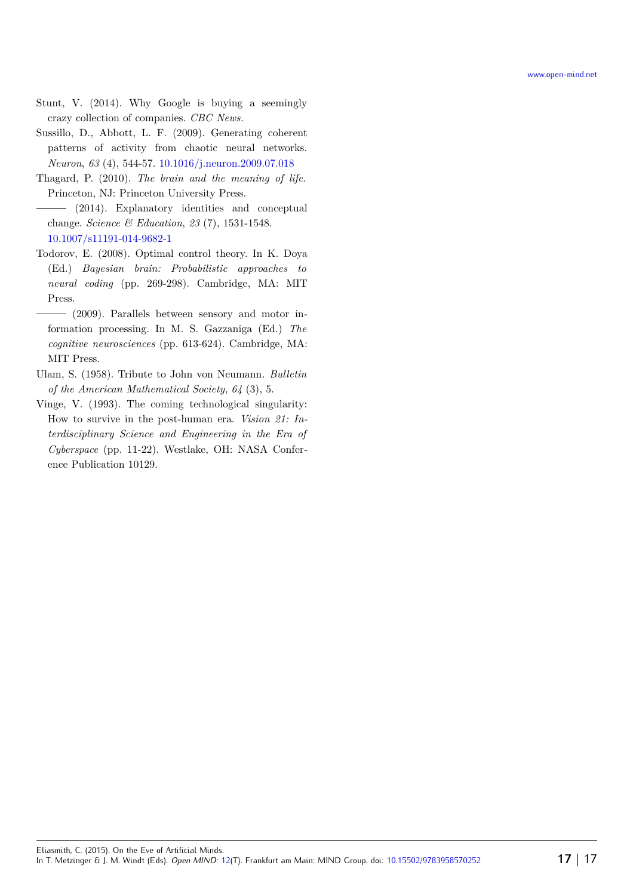Stunt, V. (2014). Why Google is buying a seemingly crazy collection of companies. *CBC News.*

Sussillo, D., Abbott, L. F. (2009). Generating coherent patterns of activity from chaotic neural networks. *Neuron*, *63* (4), 544-57. 10.1016/j.neuron.2009.07.018

Thagard, P. (2010). *The brain and the meaning of life.* Princeton, NJ: Princeton University Press.

——— (2014). Explanatory identities and conceptual change. *Science & Education*, *23* (7), 1531-1548. 10.1007/s11191-014-9682-1

Todorov, E. (2008). Optimal control theory. In K. Doya (Ed.) *Bayesian brain: Probabilistic approaches to neural coding* (pp. 269-298). Cambridge, MA: MIT Press.

——— (2009). Parallels between sensory and motor information processing. In M. S. Gazzaniga (Ed.) *The cognitive neurosciences* (pp. 613-624). Cambridge, MA: MIT Press.

Ulam, S. (1958). Tribute to John von Neumann. *Bulletin of the American Mathematical Society*, *64* (3), 5.

Vinge, V. (1993). The coming technological singularity: How to survive in the post-human era. *Vision 21: Interdisciplinary Science and Engineering in the Era of Cyberspace* (pp. 11-22). Westlake, OH: NASA Conference Publication 10129.